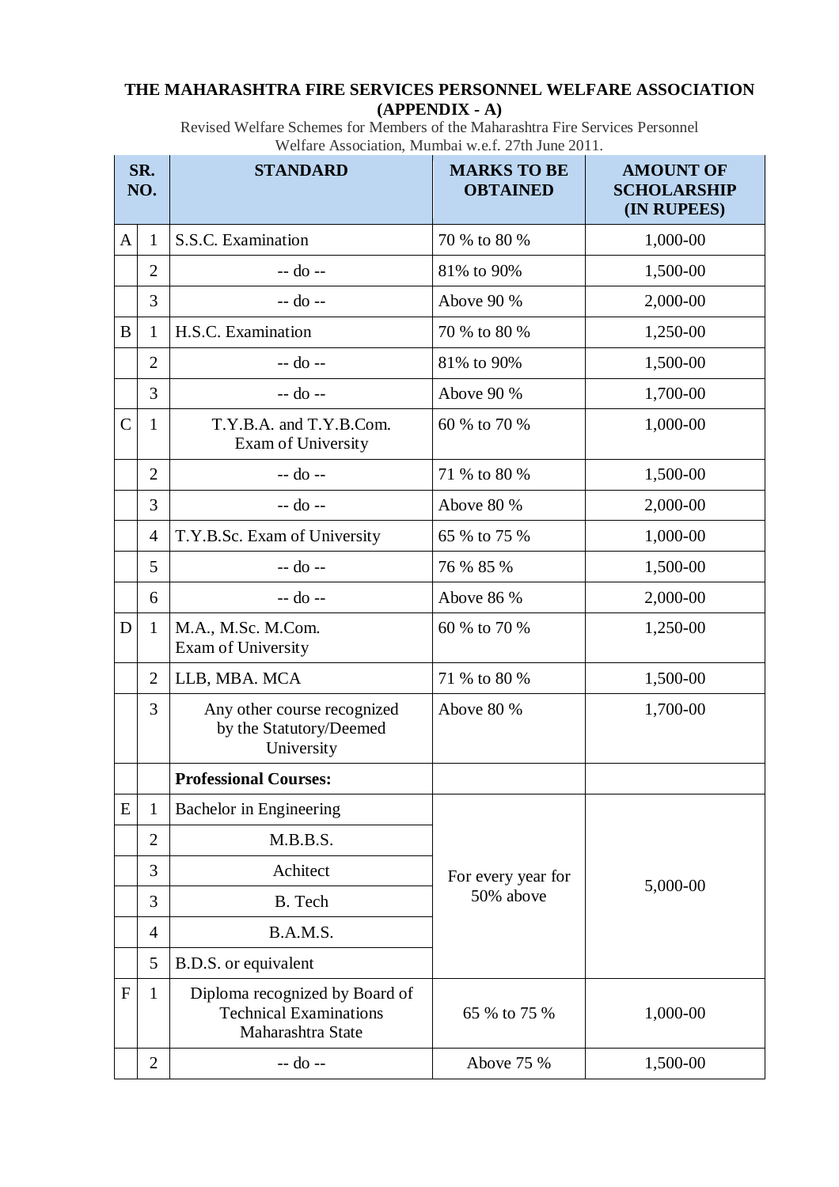**THE MAHARASHTRA FIRE SERVICES PERSONNEL WELFARE ASSOCIATION**
**(APPENDIX - A)**

Revised Welfare Schemes for Members of the Maharashtra Fire Services Personnel Welfare Association, Mumbai w.e.f. 27th June 2011.

| SR. NO. | | STANDARD | MARKS TO BE OBTAINED | AMOUNT OF SCHOLARSHIP (IN RUPEES) |
|---|---|---|---|---|
| A | 1 | S.S.C. Examination | 70 % to 80 % | 1,000-00 |
| | 2 | -- do -- | 81% to 90% | 1,500-00 |
| | 3 | -- do -- | Above 90 % | 2,000-00 |
| B | 1 | H.S.C. Examination | 70 % to 80 % | 1,250-00 |
| | 2 | -- do -- | 81% to 90% | 1,500-00 |
| | 3 | -- do -- | Above 90 % | 1,700-00 |
| C | 1 | T.Y.B.A. and T.Y.B.Com. Exam of University | 60 % to 70 % | 1,000-00 |
| | 2 | -- do -- | 71 % to 80 % | 1,500-00 |
| | 3 | -- do -- | Above 80 % | 2,000-00 |
| | 4 | T.Y.B.Sc. Exam of University | 65 % to 75 % | 1,000-00 |
| | 5 | -- do -- | 76 % 85 % | 1,500-00 |
| | 6 | -- do -- | Above 86 % | 2,000-00 |
| D | 1 | M.A., M.Sc. M.Com. Exam of University | 60 % to 70 % | 1,250-00 |
| | 2 | LLB, MBA. MCA | 71 % to 80 % | 1,500-00 |
| | 3 | Any other course recognized by the Statutory/Deemed University | Above 80 % | 1,700-00 |
| | | **Professional Courses:** | | |
| E | 1 | Bachelor in Engineering | For every year for 50% above | 5,000-00 |
| | 2 | M.B.B.S. | | |
| | 3 | Achitect | | |
| | 3 | B. Tech | | |
| | 4 | B.A.M.S. | | |
| | 5 | B.D.S. or equivalent | | |
| F | 1 | Diploma recognized by Board of Technical Examinations Maharashtra State | 65 % to 75 % | 1,000-00 |
| | 2 | -- do -- | Above 75 % | 1,500-00 |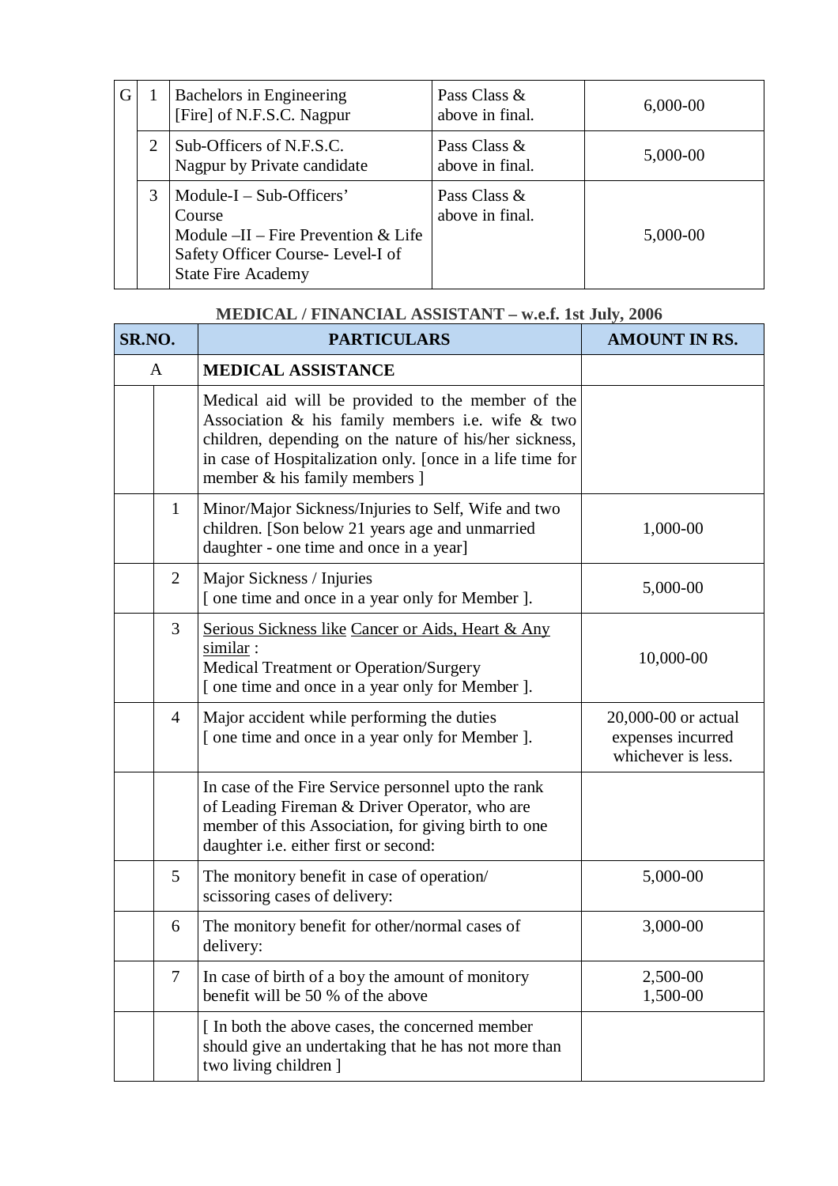| G | 1 | Bachelors in Engineering [Fire] of N.F.S.C. Nagpur | Pass Class & above in final. | 6,000-00 |
|---|---|---|---|---|
| | 2 | Sub-Officers of N.F.S.C. Nagpur by Private candidate | Pass Class & above in final. | 5,000-00 |
| | 3 | Module-I – Sub-Officers' Course<br>Module –II – Fire Prevention & Life Safety Officer Course- Level-I of State Fire Academy | Pass Class & above in final. | 5,000-00 |

**MEDICAL / FINANCIAL ASSISTANT – w.e.f. 1st July, 2006**

| SR.NO. | | PARTICULARS | AMOUNT IN RS. |
|---|---|---|---|
| A | | **MEDICAL ASSISTANCE** | |
| | | Medical aid will be provided to the member of the Association & his family members i.e. wife & two children, depending on the nature of his/her sickness, in case of Hospitalization only. [once in a life time for member & his family members ] | |
| | 1 | Minor/Major Sickness/Injuries to Self, Wife and two children. [Son below 21 years age and unmarried daughter - one time and once in a year] | 1,000-00 |
| | 2 | Major Sickness / Injuries<br>[ one time and once in a year only for Member ]. | 5,000-00 |
| | 3 | Serious Sickness like Cancer or Aids, Heart & Any similar :<br>Medical Treatment or Operation/Surgery<br>[ one time and once in a year only for Member ]. | 10,000-00 |
| | 4 | Major accident while performing the duties<br>[ one time and once in a year only for Member ]. | 20,000-00 or actual expenses incurred whichever is less. |
| | | In case of the Fire Service personnel upto the rank of Leading Fireman & Driver Operator, who are member of this Association, for giving birth to one daughter i.e. either first or second: | |
| | 5 | The monitory benefit in case of operation/ scissoring cases of delivery: | 5,000-00 |
| | 6 | The monitory benefit for other/normal cases of delivery: | 3,000-00 |
| | 7 | In case of birth of a boy the amount of monitory benefit will be 50 % of the above | 2,500-00<br>1,500-00 |
| | | [ In both the above cases, the concerned member should give an undertaking that he has not more than two living children ] | |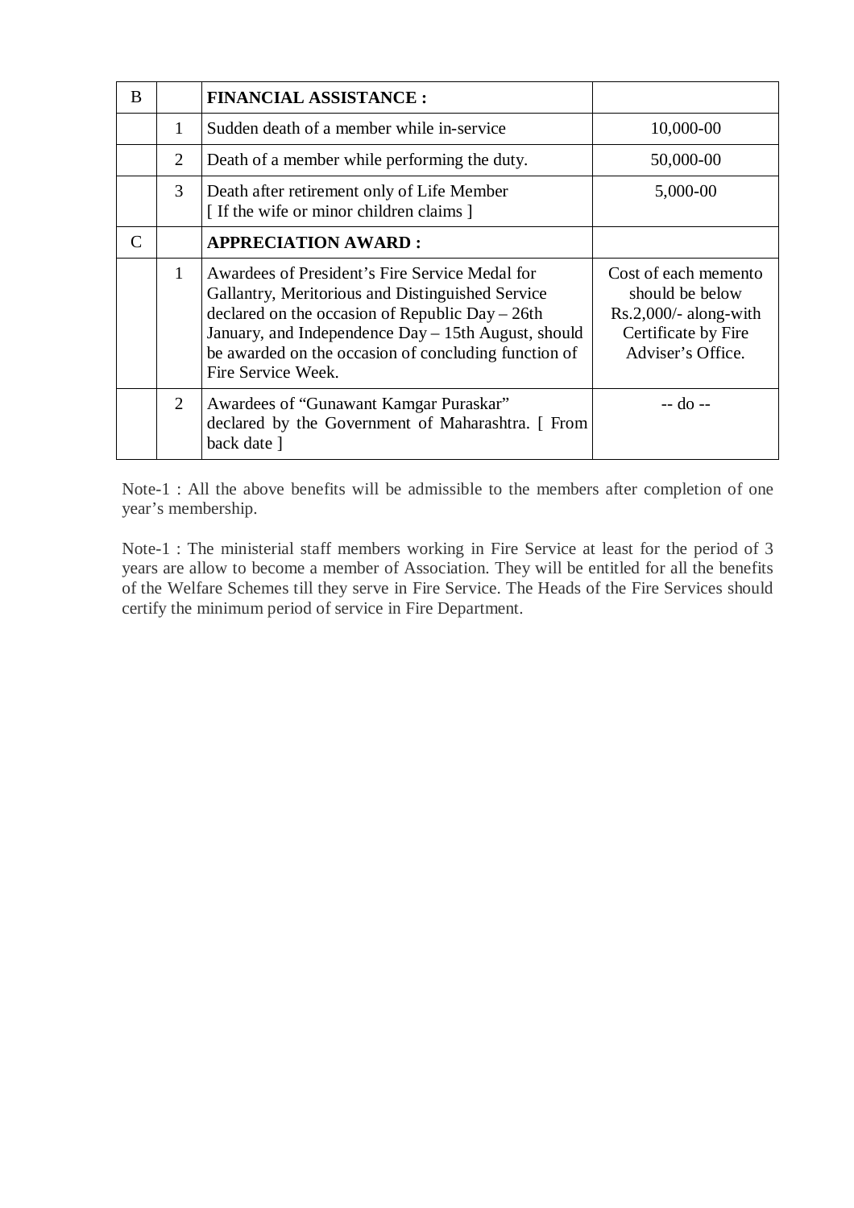| | | | |
|---|---|---|---|
| B | | **FINANCIAL ASSISTANCE :** | |
| | 1 | Sudden death of a member while in-service | 10,000-00 |
| | 2 | Death of a member while performing the duty. | 50,000-00 |
| | 3 | Death after retirement only of Life Member [ If the wife or minor children claims ] | 5,000-00 |
| C | | **APPRECIATION AWARD :** | |
| | 1 | Awardees of President's Fire Service Medal for Gallantry, Meritorious and Distinguished Service declared on the occasion of Republic Day – 26th January, and Independence Day – 15th August, should be awarded on the occasion of concluding function of Fire Service Week. | Cost of each memento should be below Rs.2,000/- along-with Certificate by Fire Adviser's Office. |
| | 2 | Awardees of "Gunawant Kamgar Puraskar" declared by the Government of Maharashtra. [ From back date ] | -- do -- |

Note-1 : All the above benefits will be admissible to the members after completion of one year's membership.

Note-1 : The ministerial staff members working in Fire Service at least for the period of 3 years are allow to become a member of Association. They will be entitled for all the benefits of the Welfare Schemes till they serve in Fire Service. The Heads of the Fire Services should certify the minimum period of service in Fire Department.